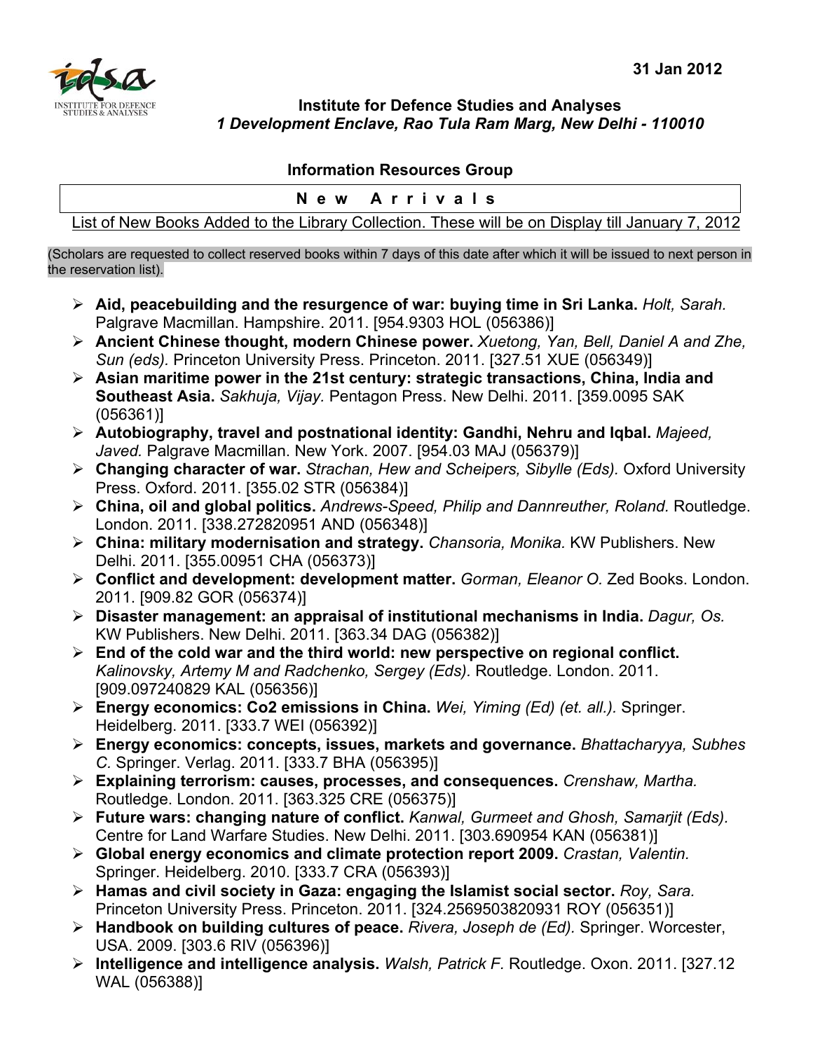31 Jan 2012

**Institute for Defence Studies and Analyses**
***1 Development Enclave, Rao Tula Ram Marg, New Delhi - 110010***

## Information Resources Group

### N e w   A r r i v a l s

List of New Books Added to the Library Collection. These will be on Display till January 7, 2012

(Scholars are requested to collect reserved books within 7 days of this date after which it will be issued to next person in the reservation list).

- **Aid, peacebuilding and the resurgence of war: buying time in Sri Lanka.** *Holt, Sarah.* Palgrave Macmillan. Hampshire. 2011. [954.9303 HOL (056386)]
- **Ancient Chinese thought, modern Chinese power.** *Xuetong, Yan, Bell, Daniel A and Zhe, Sun (eds).* Princeton University Press. Princeton. 2011. [327.51 XUE (056349)]
- **Asian maritime power in the 21st century: strategic transactions, China, India and Southeast Asia.** *Sakhuja, Vijay.* Pentagon Press. New Delhi. 2011. [359.0095 SAK (056361)]
- **Autobiography, travel and postnational identity: Gandhi, Nehru and Iqbal.** *Majeed, Javed.* Palgrave Macmillan. New York. 2007. [954.03 MAJ (056379)]
- **Changing character of war.** *Strachan, Hew and Scheipers, Sibylle (Eds).* Oxford University Press. Oxford. 2011. [355.02 STR (056384)]
- **China, oil and global politics.** *Andrews-Speed, Philip and Dannreuther, Roland.* Routledge. London. 2011. [338.272820951 AND (056348)]
- **China: military modernisation and strategy.** *Chansoria, Monika.* KW Publishers. New Delhi. 2011. [355.00951 CHA (056373)]
- **Conflict and development: development matter.** *Gorman, Eleanor O.* Zed Books. London. 2011. [909.82 GOR (056374)]
- **Disaster management: an appraisal of institutional mechanisms in India.** *Dagur, Os.* KW Publishers. New Delhi. 2011. [363.34 DAG (056382)]
- **End of the cold war and the third world: new perspective on regional conflict.** *Kalinovsky, Artemy M and Radchenko, Sergey (Eds).* Routledge. London. 2011. [909.097240829 KAL (056356)]
- **Energy economics: Co2 emissions in China.** *Wei, Yiming (Ed) (et. all.).* Springer. Heidelberg. 2011. [333.7 WEI (056392)]
- **Energy economics: concepts, issues, markets and governance.** *Bhattacharyya, Subhes C.* Springer. Verlag. 2011. [333.7 BHA (056395)]
- **Explaining terrorism: causes, processes, and consequences.** *Crenshaw, Martha.* Routledge. London. 2011. [363.325 CRE (056375)]
- **Future wars: changing nature of conflict.** *Kanwal, Gurmeet and Ghosh, Samarjit (Eds).* Centre for Land Warfare Studies. New Delhi. 2011. [303.690954 KAN (056381)]
- **Global energy economics and climate protection report 2009.** *Crastan, Valentin.* Springer. Heidelberg. 2010. [333.7 CRA (056393)]
- **Hamas and civil society in Gaza: engaging the Islamist social sector.** *Roy, Sara.* Princeton University Press. Princeton. 2011. [324.2569503820931 ROY (056351)]
- **Handbook on building cultures of peace.** *Rivera, Joseph de (Ed).* Springer. Worcester, USA. 2009. [303.6 RIV (056396)]
- **Intelligence and intelligence analysis.** *Walsh, Patrick F.* Routledge. Oxon. 2011. [327.12 WAL (056388)]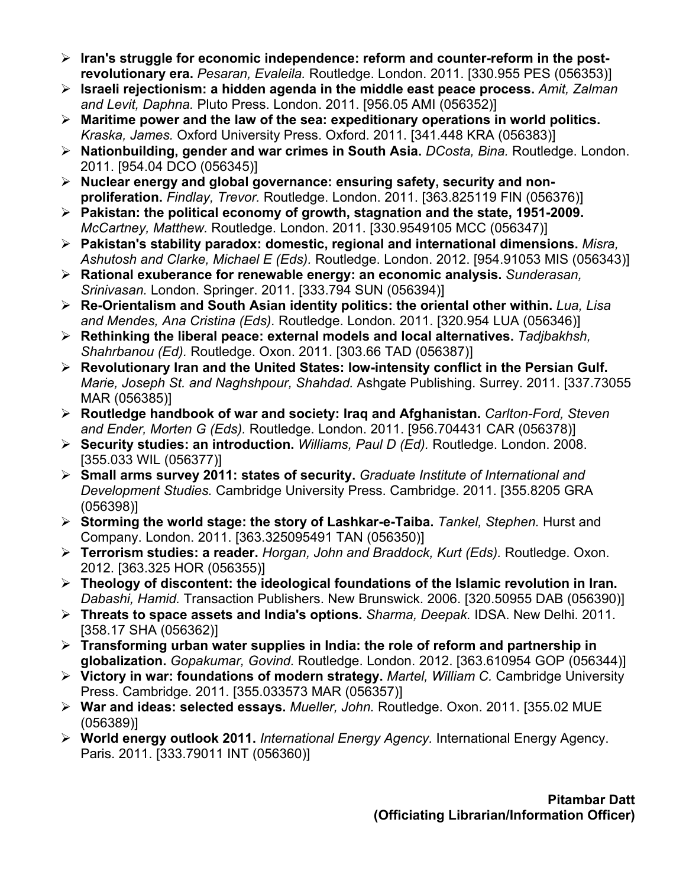- **Iran's struggle for economic independence: reform and counter-reform in the post-revolutionary era.** *Pesaran, Evaleila.* Routledge. London. 2011. [330.955 PES (056353)]
- **Israeli rejectionism: a hidden agenda in the middle east peace process.** *Amit, Zalman and Levit, Daphna.* Pluto Press. London. 2011. [956.05 AMI (056352)]
- **Maritime power and the law of the sea: expeditionary operations in world politics.** *Kraska, James.* Oxford University Press. Oxford. 2011. [341.448 KRA (056383)]
- **Nationbuilding, gender and war crimes in South Asia.** *DCosta, Bina.* Routledge. London. 2011. [954.04 DCO (056345)]
- **Nuclear energy and global governance: ensuring safety, security and non-proliferation.** *Findlay, Trevor.* Routledge. London. 2011. [363.825119 FIN (056376)]
- **Pakistan: the political economy of growth, stagnation and the state, 1951-2009.** *McCartney, Matthew.* Routledge. London. 2011. [330.9549105 MCC (056347)]
- **Pakistan's stability paradox: domestic, regional and international dimensions.** *Misra, Ashutosh and Clarke, Michael E (Eds).* Routledge. London. 2012. [954.91053 MIS (056343)]
- **Rational exuberance for renewable energy: an economic analysis.** *Sunderasan, Srinivasan.* London. Springer. 2011. [333.794 SUN (056394)]
- **Re-Orientalism and South Asian identity politics: the oriental other within.** *Lua, Lisa and Mendes, Ana Cristina (Eds).* Routledge. London. 2011. [320.954 LUA (056346)]
- **Rethinking the liberal peace: external models and local alternatives.** *Tadjbakhsh, Shahrbanou (Ed).* Routledge. Oxon. 2011. [303.66 TAD (056387)]
- **Revolutionary Iran and the United States: low-intensity conflict in the Persian Gulf.** *Marie, Joseph St. and Naghshpour, Shahdad.* Ashgate Publishing. Surrey. 2011. [337.73055 MAR (056385)]
- **Routledge handbook of war and society: Iraq and Afghanistan.** *Carlton-Ford, Steven and Ender, Morten G (Eds).* Routledge. London. 2011. [956.704431 CAR (056378)]
- **Security studies: an introduction.** *Williams, Paul D (Ed).* Routledge. London. 2008. [355.033 WIL (056377)]
- **Small arms survey 2011: states of security.** *Graduate Institute of International and Development Studies.* Cambridge University Press. Cambridge. 2011. [355.8205 GRA (056398)]
- **Storming the world stage: the story of Lashkar-e-Taiba.** *Tankel, Stephen.* Hurst and Company. London. 2011. [363.325095491 TAN (056350)]
- **Terrorism studies: a reader.** *Horgan, John and Braddock, Kurt (Eds).* Routledge. Oxon. 2012. [363.325 HOR (056355)]
- **Theology of discontent: the ideological foundations of the Islamic revolution in Iran.** *Dabashi, Hamid.* Transaction Publishers. New Brunswick. 2006. [320.50955 DAB (056390)]
- **Threats to space assets and India's options.** *Sharma, Deepak.* IDSA. New Delhi. 2011. [358.17 SHA (056362)]
- **Transforming urban water supplies in India: the role of reform and partnership in globalization.** *Gopakumar, Govind.* Routledge. London. 2012. [363.610954 GOP (056344)]
- **Victory in war: foundations of modern strategy.** *Martel, William C.* Cambridge University Press. Cambridge. 2011. [355.033573 MAR (056357)]
- **War and ideas: selected essays.** *Mueller, John.* Routledge. Oxon. 2011. [355.02 MUE (056389)]
- **World energy outlook 2011.** *International Energy Agency.* International Energy Agency. Paris. 2011. [333.79011 INT (056360)]

**Pitambar Datt**
**(Officiating Librarian/Information Officer)**